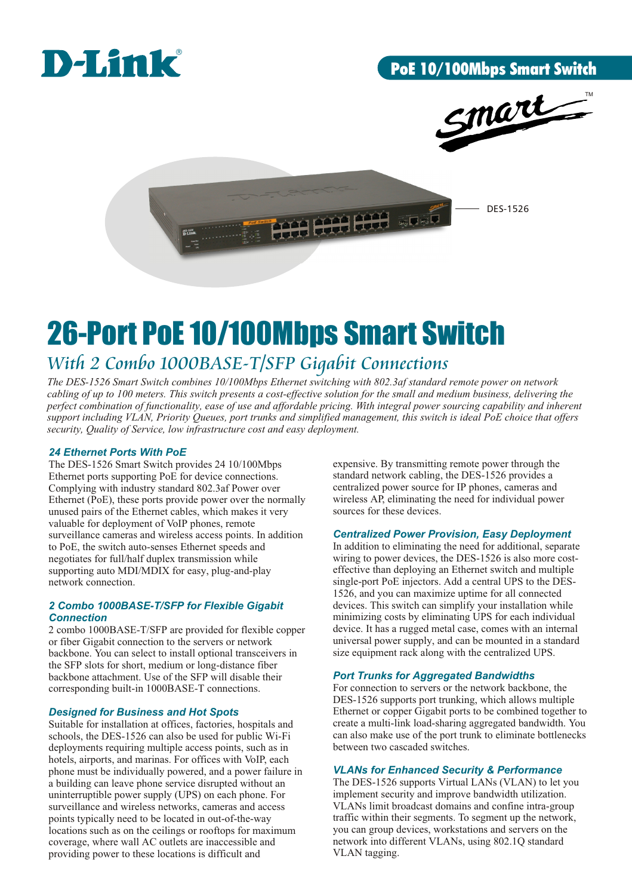D-Link

PoE 10/100Mbps Smart Switch

DES-1526

# 26-Port PoE 10/100Mbps Smart Switch

## *With 2 Combo 1000BASE-T/SFP Gigabit Connections*

*The DES-1526 Smart Switch combines 10/100Mbps Ethernet switching with 802.3af standard remote power on network cabling of up to 100 meters. This switch presents a cost-effective solution for the small and medium business, delivering the perfect combination of functionality, ease of use and affordable pricing. With integral power sourcing capability and inherent support including VLAN, Priority Queues, port trunks and simplified management, this switch is ideal PoE choice that offers security, Quality of Service, low infrastructure cost and easy deployment.*

### *24 Ethernet Ports With PoE*

The DES-1526 Smart Switch provides 24 10/100Mbps Ethernet ports supporting PoE for device connections. Complying with industry standard 802.3af Power over Ethernet (PoE), these ports provide power over the normally unused pairs of the Ethernet cables, which makes it very valuable for deployment of VoIP phones, remote surveillance cameras and wireless access points. In addition to PoE, the switch auto-senses Ethernet speeds and negotiates for full/half duplex transmission while supporting auto MDI/MDIX for easy, plug-and-play network connection.

### *2 Combo 1000BASE-T/SFP for Flexible Gigabit Connection*

2 combo 1000BASE-T/SFP are provided for flexible copper or fiber Gigabit connection to the servers or network backbone. You can select to install optional transceivers in the SFP slots for short, medium or long-distance fiber backbone attachment. Use of the SFP will disable their corresponding built-in 1000BASE-T connections.

### *Designed for Business and Hot Spots*

Suitable for installation at offices, factories, hospitals and schools, the DES-1526 can also be used for public Wi-Fi deployments requiring multiple access points, such as in hotels, airports, and marinas. For offices with VoIP, each phone must be individually powered, and a power failure in a building can leave phone service disrupted without an uninterruptible power supply (UPS) on each phone. For surveillance and wireless networks, cameras and access points typically need to be located in out-of-the-way locations such as on the ceilings or rooftops for maximum coverage, where wall AC outlets are inaccessible and providing power to these locations is difficult and expensive. By transmitting remote power through the standard network cabling, the DES-1526 provides a centralized power source for IP phones, cameras and wireless AP, eliminating the need for individual power sources for these devices.

### *Centralized Power Provision, Easy Deployment*

In addition to eliminating the need for additional, separate wiring to power devices, the DES-1526 is also more cost-effective than deploying an Ethernet switch and multiple single-port PoE injectors. Add a central UPS to the DES-1526, and you can maximize uptime for all connected devices. This switch can simplify your installation while minimizing costs by eliminating UPS for each individual device. It has a rugged metal case, comes with an internal universal power supply, and can be mounted in a standard size equipment rack along with the centralized UPS.

### *Port Trunks for Aggregated Bandwidths*

For connection to servers or the network backbone, the DES-1526 supports port trunking, which allows multiple Ethernet or copper Gigabit ports to be combined together to create a multi-link load-sharing aggregated bandwidth. You can also make use of the port trunk to eliminate bottlenecks between two cascaded switches.

### *VLANs for Enhanced Security & Performance*

The DES-1526 supports Virtual LANs (VLAN) to let you implement security and improve bandwidth utilization. VLANs limit broadcast domains and confine intra-group traffic within their segments. To segment up the network, you can group devices, workstations and servers on the network into different VLANs, using 802.1Q standard VLAN tagging.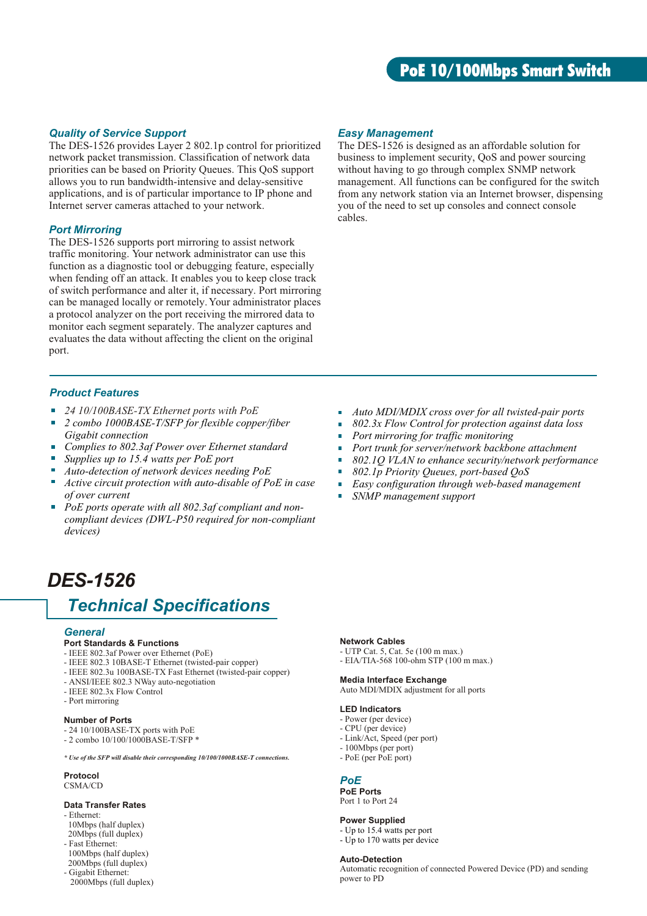# PoE 10/100Mbps Smart Switch

### *Quality of Service Support*

The DES-1526 provides Layer 2 802.1p control for prioritized network packet transmission. Classification of network data priorities can be based on Priority Queues. This QoS support allows you to run bandwidth-intensive and delay-sensitive applications, and is of particular importance to IP phone and Internet server cameras attached to your network.

### *Port Mirroring*

The DES-1526 supports port mirroring to assist network traffic monitoring. Your network administrator can use this function as a diagnostic tool or debugging feature, especially when fending off an attack. It enables you to keep close track of switch performance and alter it, if necessary. Port mirroring can be managed locally or remotely. Your administrator places a protocol analyzer on the port receiving the mirrored data to monitor each segment separately. The analyzer captures and evaluates the data without affecting the client on the original port.

### *Easy Management*

The DES-1526 is designed as an affordable solution for business to implement security, QoS and power sourcing without having to go through complex SNMP network management. All functions can be configured for the switch from any network station via an Internet browser, dispensing you of the need to set up consoles and connect console cables.

### *Product Features*

- *24 10/100BASE-TX Ethernet ports with PoE*
- *2 combo 1000BASE-T/SFP for flexible copper/fiber Gigabit connection*
- *Complies to 802.3af Power over Ethernet standard*
- *Supplies up to 15.4 watts per PoE port*
- *Auto-detection of network devices needing PoE*
- *Active circuit protection with auto-disable of PoE in case of over current*
- *PoE ports operate with all 802.3af compliant and non-compliant devices (DWL-P50 required for non-compliant devices)*
- *Auto MDI/MDIX cross over for all twisted-pair ports*
- *802.3x Flow Control for protection against data loss*
- *Port mirroring for traffic monitoring*
- *Port trunk for server/network backbone attachment*
- *802.1Q VLAN to enhance security/network performance*
- *802.1p Priority Queues, port-based QoS*
- *Easy configuration through web-based management*
- *SNMP management support*

# *DES-1526*

## *Technical Specifications*

### *General*

**Port Standards & Functions**
- IEEE 802.3af Power over Ethernet (PoE)
- IEEE 802.3 10BASE-T Ethernet (twisted-pair copper)
- IEEE 802.3u 100BASE-TX Fast Ethernet (twisted-pair copper)
- ANSI/IEEE 802.3 NWay auto-negotiation
- IEEE 802.3x Flow Control
- Port mirroring

**Number of Ports**
- 24 10/100BASE-TX ports with PoE
- 2 combo 10/100/1000BASE-T/SFP *

***\* Use of the SFP will disable their corresponding 10/100/1000BASE-T connections.***

**Protocol**
CSMA/CD

**Data Transfer Rates**
- Ethernet:
  10Mbps (half duplex)
  20Mbps (full duplex)
- Fast Ethernet:
  100Mbps (half duplex)
  200Mbps (full duplex)
- Gigabit Ethernet:
  2000Mbps (full duplex)

**Network Cables**
- UTP Cat. 5, Cat. 5e (100 m max.)
- EIA/TIA-568 100-ohm STP (100 m max.)

**Media Interface Exchange**
Auto MDI/MDIX adjustment for all ports

**LED Indicators**
- Power (per device)
- CPU (per device)
- Link/Act, Speed (per port)
- 100Mbps (per port)
- PoE (per PoE port)

### *PoE*

**PoE Ports**
Port 1 to Port 24

**Power Supplied**
- Up to 15.4 watts per port
- Up to 170 watts per device

**Auto-Detection**
Automatic recognition of connected Powered Device (PD) and sending power to PD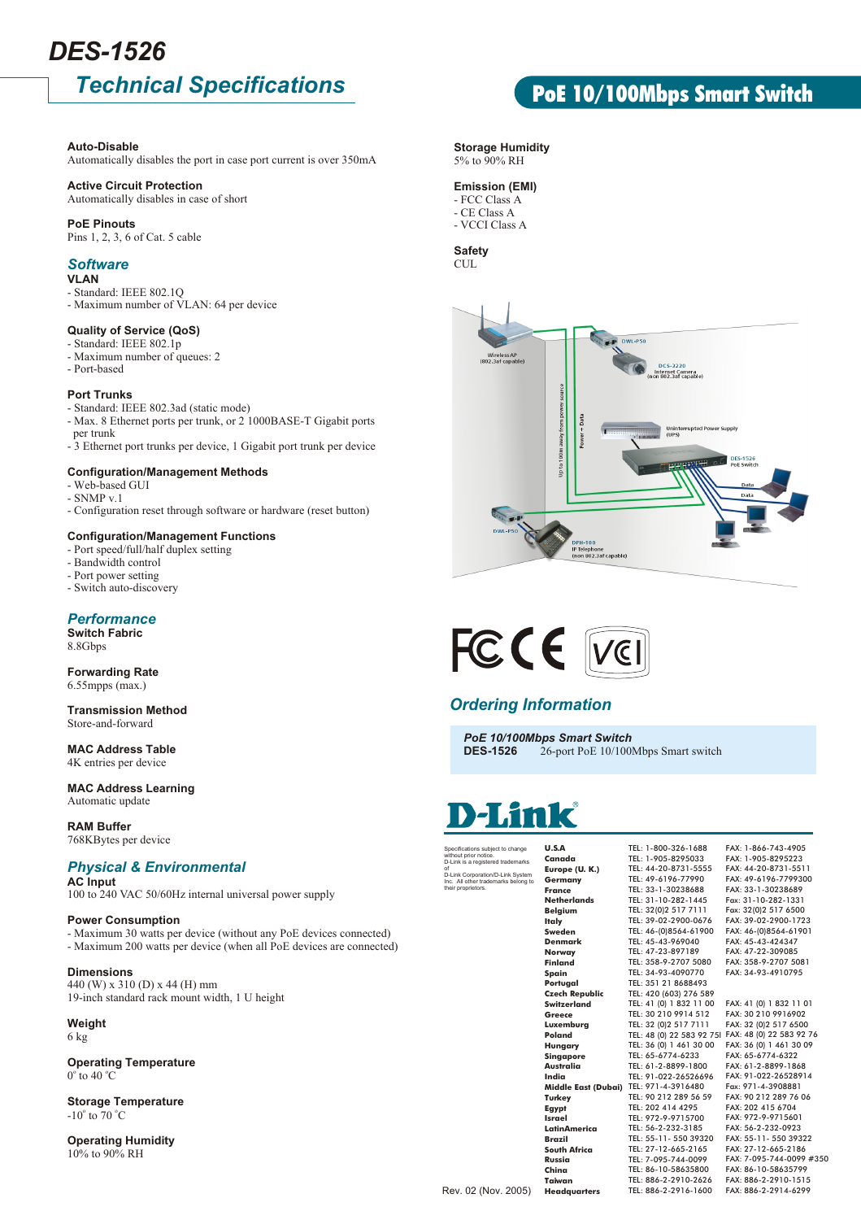# DES-1526

## Technical Specifications

## PoE 10/100Mbps Smart Switch

**Auto-Disable**
Automatically disables the port in case port current is over 350mA

**Active Circuit Protection**
Automatically disables in case of short

**PoE Pinouts**
Pins 1, 2, 3, 6 of Cat. 5 cable

### *Software*

**VLAN**
- Standard: IEEE 802.1Q
- Maximum number of VLAN: 64 per device

**Quality of Service (QoS)**
- Standard: IEEE 802.1p
- Maximum number of queues: 2
- Port-based

**Port Trunks**
- Standard: IEEE 802.3ad (static mode)
- Max. 8 Ethernet ports per trunk, or 2 1000BASE-T Gigabit ports per trunk
- 3 Ethernet port trunks per device, 1 Gigabit port trunk per device

**Configuration/Management Methods**
- Web-based GUI
- SNMP v.1
- Configuration reset through software or hardware (reset button)

**Configuration/Management Functions**
- Port speed/full/half duplex setting
- Bandwidth control
- Port power setting
- Switch auto-discovery

### *Performance*

**Switch Fabric**
8.8Gbps

**Forwarding Rate**
6.55mpps (max.)

**Transmission Method**
Store-and-forward

**MAC Address Table**
4K entries per device

**MAC Address Learning**
Automatic update

**RAM Buffer**
768KBytes per device

### *Physical & Environmental*

**AC Input**
100 to 240 VAC 50/60Hz internal universal power supply

**Power Consumption**
- Maximum 30 watts per device (without any PoE devices connected)
- Maximum 200 watts per device (when all PoE devices are connected)

**Dimensions**
440 (W) x 310 (D) x 44 (H) mm
19-inch standard rack mount width, 1 U height

**Weight**
6 kg

**Operating Temperature**
0° to 40 °C

**Storage Temperature**
-10° to 70 °C

**Operating Humidity**
10% to 90% RH

**Storage Humidity**
5% to 90% RH

**Emission (EMI)**
- FCC Class A
- CE Class A
- VCCI Class A

**Safety**
CUL

Wireless AP (802.3af capable)
DWL-P50
DCS-3220 Internet Camera (non 802.3af capable)
Up to 100m away from power source
Power + Data
Uninterrupted Power Supply (UPS)
DES-1526 PoE Switch
Data
Data
DWL-P50
DPH-100 IP Telephone (non 802.3af capable)

FC CE VCI

### *Ordering Information*

***PoE 10/100Mbps Smart Switch***
**DES-1526** 26-port PoE 10/100Mbps Smart switch

**D-Link**

Specifications subject to change without prior notice.
D-Link is a registered trademarks of D-Link Corporation/D-Link System Inc. All other trademarks belong to their proprietors.

| | | |
|---|---|---|
| **U.S.A** | TEL: 1-800-326-1688 | FAX: 1-866-743-4905 |
| **Canada** | TEL: 1-905-8295033 | FAX: 1-905-8295223 |
| **Europe (U. K.)** | TEL: 44-20-8731-5555 | FAX: 44-20-8731-5511 |
| **Germany** | TEL: 49-6196-77990 | FAX: 49-6196-7799300 |
| **France** | TEL: 33-1-30238688 | FAX: 33-1-30238689 |
| **Netherlands** | TEL: 31-10-282-1445 | Fax: 31-10-282-1331 |
| **Belgium** | TEL: 32(0)2 517 7111 | Fax: 32(0)2 517 6500 |
| **Italy** | TEL: 39-02-2900-0676 | FAX: 39-02-2900-1723 |
| **Sweden** | TEL: 46-(0)8564-61900 | FAX: 46-(0)8564-61901 |
| **Denmark** | TEL: 45-43-969040 | FAX: 45-43-424347 |
| **Norway** | TEL: 47-23-897189 | FAX: 47-22-309085 |
| **Finland** | TEL: 358-9-2707 5080 | FAX: 358-9-2707 5081 |
| **Spain** | TEL: 34-93-4090770 | FAX: 34-93-4910795 |
| **Portugal** | TEL: 351 21 8688493 | |
| **Czech Republic** | TEL: 420 (603) 276 589 | |
| **Switzerland** | TEL: 41 (0) 1 832 11 00 | FAX: 41 (0) 1 832 11 01 |
| **Greece** | TEL: 30 210 9914 512 | FAX: 30 210 9916902 |
| **Luxemburg** | TEL: 32 (0)2 517 7111 | FAX: 32 (0)2 517 6500 |
| **Poland** | TEL: 48 (0) 22 583 92 75 | FAX: 48 (0) 22 583 92 76 |
| **Hungary** | TEL: 36 (0) 1 461 30 00 | FAX: 36 (0) 1 461 30 09 |
| **Singapore** | TEL: 65-6774-6233 | FAX: 65-6774-6322 |
| **Australia** | TEL: 61-2-8899-1800 | FAX: 61-2-8899-1868 |
| **India** | TEL: 91-022-26526696 | FAX: 91-022-26528914 |
| **Middle East (Dubai)** | TEL: 971-4-3916480 | Fax: 971-4-3908881 |
| **Turkey** | TEL: 90 212 289 56 59 | FAX: 90 212 289 76 06 |
| **Egypt** | TEL: 202 414 4295 | FAX: 202 415 6704 |
| **Israel** | TEL: 972-9-9715700 | FAX: 972-9-9715601 |
| **LatinAmerica** | TEL: 56-2-232-3185 | FAX: 56-2-232-0923 |
| **Brazil** | TEL: 55-11- 550 39320 | FAX: 55-11- 550 39322 |
| **South Africa** | TEL: 27-12-665-2165 | FAX: 27-12-665-2186 |
| **Russia** | TEL: 7-095-744-0099 | FAX: 7-095-744-0099 #350 |
| **China** | TEL: 86-10-58635800 | FAX: 86-10-58635799 |
| **Taiwan** | TEL: 886-2-2910-2626 | FAX: 886-2-2910-1515 |
| **Headquarters** | TEL: 886-2-2916-1600 | FAX: 886-2-2914-6299 |

Rev. 02 (Nov. 2005)